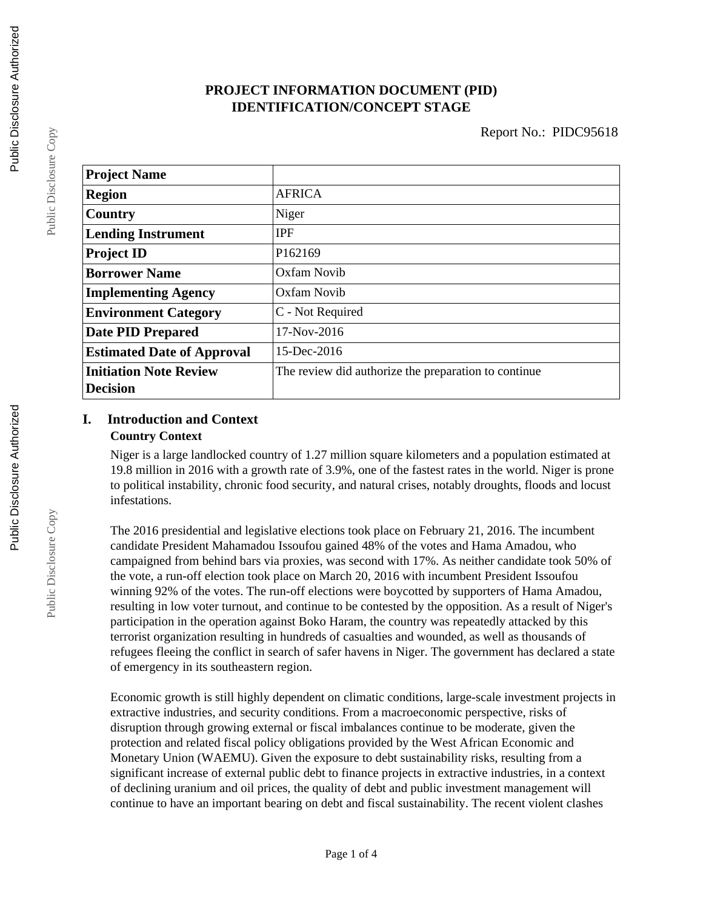# PROJECT INFORMATION DOCUMENT (PID)
## IDENTIFICATION/CONCEPT STAGE

Report No.: PIDC95618

| **Project Name** | |
|---|---|
| **Region** | AFRICA |
| **Country** | Niger |
| **Lending Instrument** | IPF |
| **Project ID** | P162169 |
| **Borrower Name** | Oxfam Novib |
| **Implementing Agency** | Oxfam Novib |
| **Environment Category** | C - Not Required |
| **Date PID Prepared** | 17-Nov-2016 |
| **Estimated Date of Approval** | 15-Dec-2016 |
| **Initiation Note Review Decision** | The review did authorize the preparation to continue |

## I. Introduction and Context

### Country Context

Niger is a large landlocked country of 1.27 million square kilometers and a population estimated at 19.8 million in 2016 with a growth rate of 3.9%, one of the fastest rates in the world. Niger is prone to political instability, chronic food security, and natural crises, notably droughts, floods and locust infestations.

The 2016 presidential and legislative elections took place on February 21, 2016. The incumbent candidate President Mahamadou Issoufou gained 48% of the votes and Hama Amadou, who campaigned from behind bars via proxies, was second with 17%. As neither candidate took 50% of the vote, a run-off election took place on March 20, 2016 with incumbent President Issoufou winning 92% of the votes. The run-off elections were boycotted by supporters of Hama Amadou, resulting in low voter turnout, and continue to be contested by the opposition. As a result of Niger's participation in the operation against Boko Haram, the country was repeatedly attacked by this terrorist organization resulting in hundreds of casualties and wounded, as well as thousands of refugees fleeing the conflict in search of safer havens in Niger. The government has declared a state of emergency in its southeastern region.

Economic growth is still highly dependent on climatic conditions, large-scale investment projects in extractive industries, and security conditions. From a macroeconomic perspective, risks of disruption through growing external or fiscal imbalances continue to be moderate, given the protection and related fiscal policy obligations provided by the West African Economic and Monetary Union (WAEMU). Given the exposure to debt sustainability risks, resulting from a significant increase of external public debt to finance projects in extractive industries, in a context of declining uranium and oil prices, the quality of debt and public investment management will continue to have an important bearing on debt and fiscal sustainability. The recent violent clashes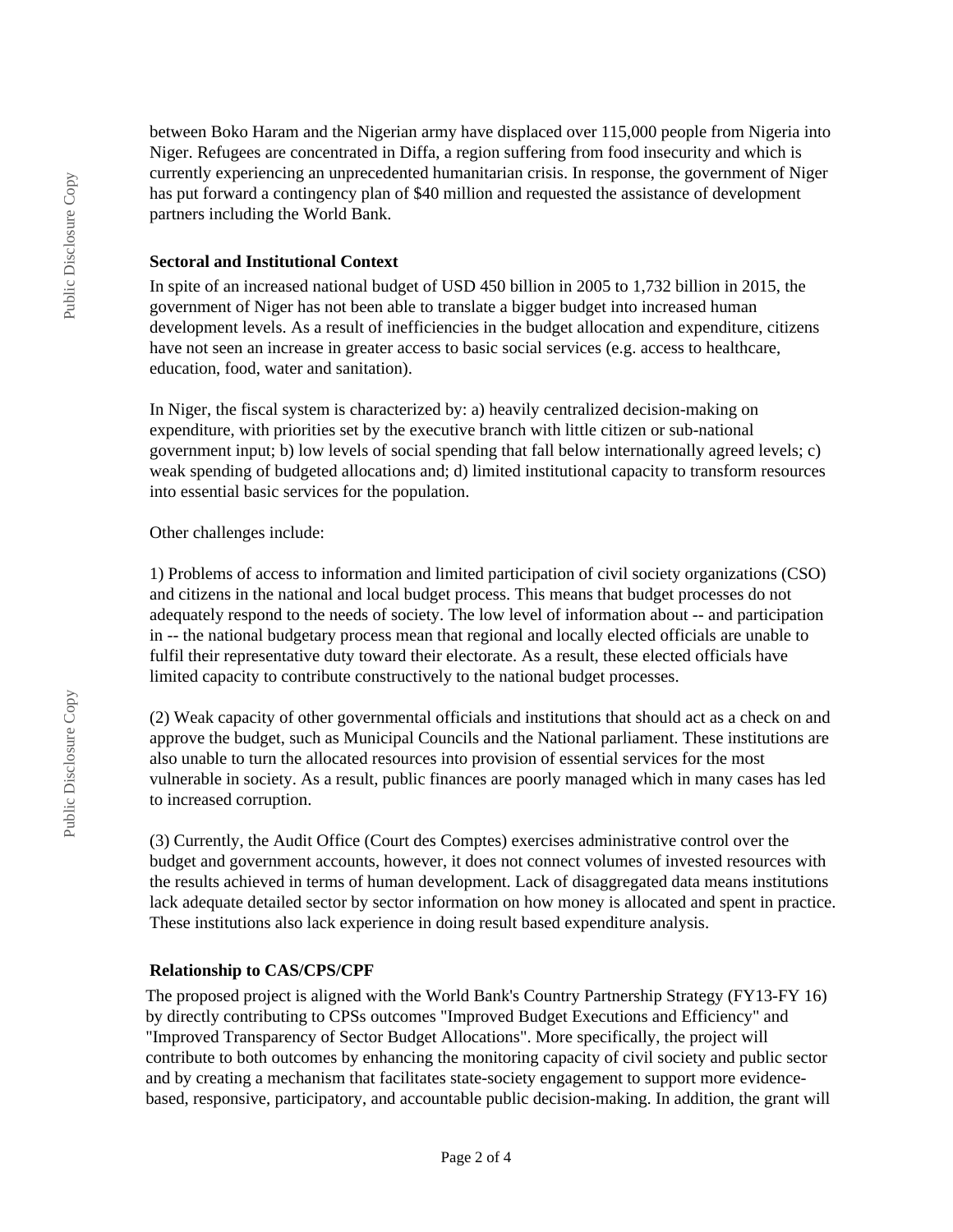between Boko Haram and the Nigerian army have displaced over 115,000 people from Nigeria into Niger. Refugees are concentrated in Diffa, a region suffering from food insecurity and which is currently experiencing an unprecedented humanitarian crisis. In response, the government of Niger has put forward a contingency plan of $40 million and requested the assistance of development partners including the World Bank.

**Sectoral and Institutional Context**

In spite of an increased national budget of USD 450 billion in 2005 to 1,732 billion in 2015, the government of Niger has not been able to translate a bigger budget into increased human development levels. As a result of inefficiencies in the budget allocation and expenditure, citizens have not seen an increase in greater access to basic social services (e.g. access to healthcare, education, food, water and sanitation).

In Niger, the fiscal system is characterized by: a) heavily centralized decision-making on expenditure, with priorities set by the executive branch with little citizen or sub-national government input; b) low levels of social spending that fall below internationally agreed levels; c) weak spending of budgeted allocations and; d) limited institutional capacity to transform resources into essential basic services for the population.

Other challenges include:

1) Problems of access to information and limited participation of civil society organizations (CSO) and citizens in the national and local budget process. This means that budget processes do not adequately respond to the needs of society. The low level of information about -- and participation in -- the national budgetary process mean that regional and locally elected officials are unable to fulfil their representative duty toward their electorate. As a result, these elected officials have limited capacity to contribute constructively to the national budget processes.

(2) Weak capacity of other governmental officials and institutions that should act as a check on and approve the budget, such as Municipal Councils and the National parliament. These institutions are also unable to turn the allocated resources into provision of essential services for the most vulnerable in society. As a result, public finances are poorly managed which in many cases has led to increased corruption.

(3) Currently, the Audit Office (Court des Comptes) exercises administrative control over the budget and government accounts, however, it does not connect volumes of invested resources with the results achieved in terms of human development. Lack of disaggregated data means institutions lack adequate detailed sector by sector information on how money is allocated and spent in practice. These institutions also lack experience in doing result based expenditure analysis.

**Relationship to CAS/CPS/CPF**

The proposed project is aligned with the World Bank's Country Partnership Strategy (FY13-FY 16) by directly contributing to CPSs outcomes "Improved Budget Executions and Efficiency" and "Improved Transparency of Sector Budget Allocations". More specifically, the project will contribute to both outcomes by enhancing the monitoring capacity of civil society and public sector and by creating a mechanism that facilitates state-society engagement to support more evidence-based, responsive, participatory, and accountable public decision-making. In addition, the grant will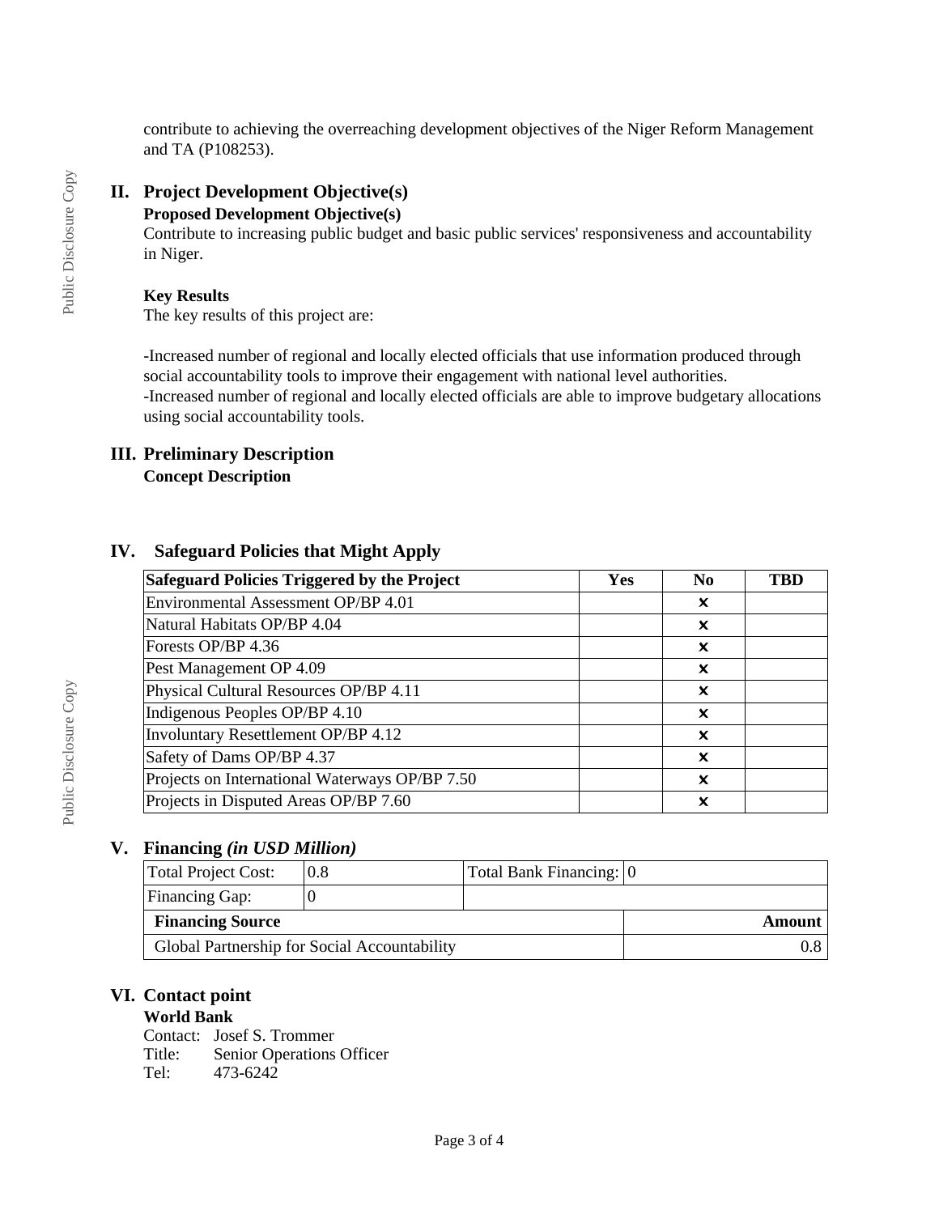contribute to achieving the overreaching development objectives of the Niger Reform Management and TA (P108253).

## II. Project Development Objective(s)

### Proposed Development Objective(s)

Contribute to increasing public budget and basic public services' responsiveness and accountability in Niger.

### Key Results

The key results of this project are:

-Increased number of regional and locally elected officials that use information produced through social accountability tools to improve their engagement with national level authorities.
-Increased number of regional and locally elected officials are able to improve budgetary allocations using social accountability tools.

## III. Preliminary Description

### Concept Description

## IV. Safeguard Policies that Might Apply

| Safeguard Policies Triggered by the Project | Yes | No | TBD |
|---|---|---|---|
| Environmental Assessment OP/BP 4.01 | | ✗ | |
| Natural Habitats OP/BP 4.04 | | ✗ | |
| Forests OP/BP 4.36 | | ✗ | |
| Pest Management OP 4.09 | | ✗ | |
| Physical Cultural Resources OP/BP 4.11 | | ✗ | |
| Indigenous Peoples OP/BP 4.10 | | ✗ | |
| Involuntary Resettlement OP/BP 4.12 | | ✗ | |
| Safety of Dams OP/BP 4.37 | | ✗ | |
| Projects on International Waterways OP/BP 7.50 | | ✗ | |
| Projects in Disputed Areas OP/BP 7.60 | | ✗ | |

## V. Financing *(in USD Million)*

| Total Project Cost: | 0.8 | Total Bank Financing: | 0 |
|---|---|---|---|
| Financing Gap: | 0 | | |

| Financing Source | Amount |
|---|---|
| Global Partnership for Social Accountability | 0.8 |

## VI. Contact point

**World Bank**

Contact: Josef S. Trommer
Title: Senior Operations Officer
Tel: 473-6242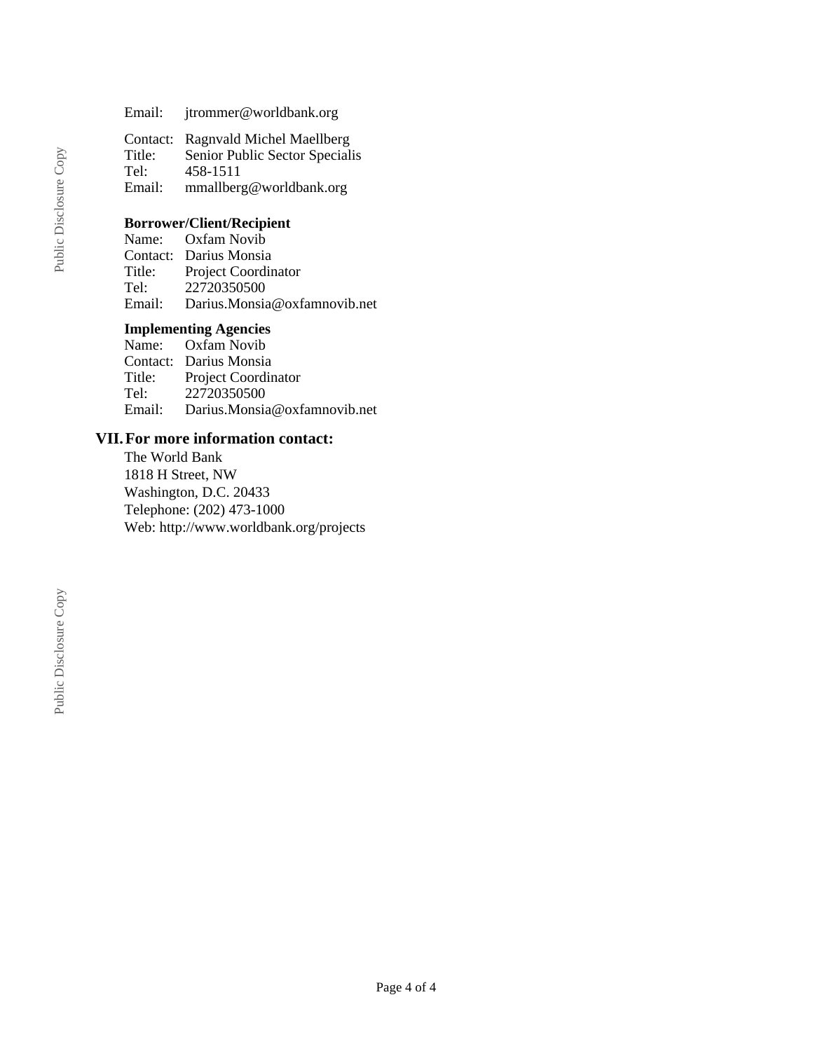Email: jtrommer@worldbank.org

Contact: Ragnvald Michel Maellberg
Title: Senior Public Sector Specialis
Tel: 458-1511
Email: mmallberg@worldbank.org

**Borrower/Client/Recipient**
Name: Oxfam Novib
Contact: Darius Monsia
Title: Project Coordinator
Tel: 22720350500
Email: Darius.Monsia@oxfamnovib.net

**Implementing Agencies**
Name: Oxfam Novib
Contact: Darius Monsia
Title: Project Coordinator
Tel: 22720350500
Email: Darius.Monsia@oxfamnovib.net

## VII. For more information contact:

The World Bank
1818 H Street, NW
Washington, D.C. 20433
Telephone: (202) 473-1000
Web: http://www.worldbank.org/projects